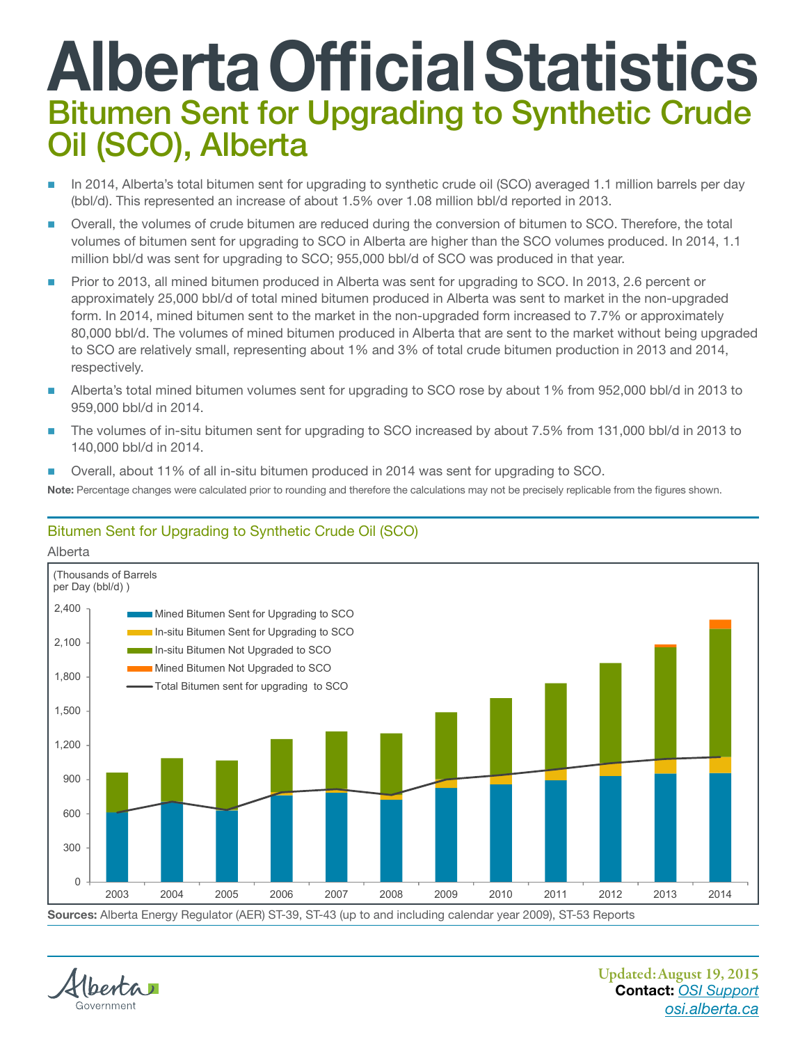# Alberta Official Statistics

## Bitumen Sent for Upgrading to Synthetic Crude Oil (SCO), Alberta

- In 2014, Alberta's total bitumen sent for upgrading to synthetic crude oil (SCO) averaged 1.1 million barrels per day (bbl/d). This represented an increase of about 1.5% over 1.08 million bbl/d reported in 2013.
- Overall, the volumes of crude bitumen are reduced during the conversion of bitumen to SCO. Therefore, the total volumes of bitumen sent for upgrading to SCO in Alberta are higher than the SCO volumes produced. In 2014, 1.1 million bbl/d was sent for upgrading to SCO; 955,000 bbl/d of SCO was produced in that year.
- Prior to 2013, all mined bitumen produced in Alberta was sent for upgrading to SCO. In 2013, 2.6 percent or approximately 25,000 bbl/d of total mined bitumen produced in Alberta was sent to market in the non-upgraded form. In 2014, mined bitumen sent to the market in the non-upgraded form increased to 7.7% or approximately 80,000 bbl/d. The volumes of mined bitumen produced in Alberta that are sent to the market without being upgraded to SCO are relatively small, representing about 1% and 3% of total crude bitumen production in 2013 and 2014, respectively.
- Alberta's total mined bitumen volumes sent for upgrading to SCO rose by about 1% from 952,000 bbl/d in 2013 to 959,000 bbl/d in 2014.
- The volumes of in-situ bitumen sent for upgrading to SCO increased by about 7.5% from 131,000 bbl/d in 2013 to 140,000 bbl/d in 2014.
- Overall, about 11% of all in-situ bitumen produced in 2014 was sent for upgrading to SCO.

**Note:** Percentage changes were calculated prior to rounding and therefore the calculations may not be precisely replicable from the figures shown.

### Bitumen Sent for Upgrading to Synthetic Crude Oil (SCO)

Alberta

**Sources:** Alberta Energy Regulator (AER) ST-39, ST-43 (up to and including calendar year 2009), ST-53 Reports

Updated: August 19, 2015

**Contact:** OSI Support

osi.alberta.ca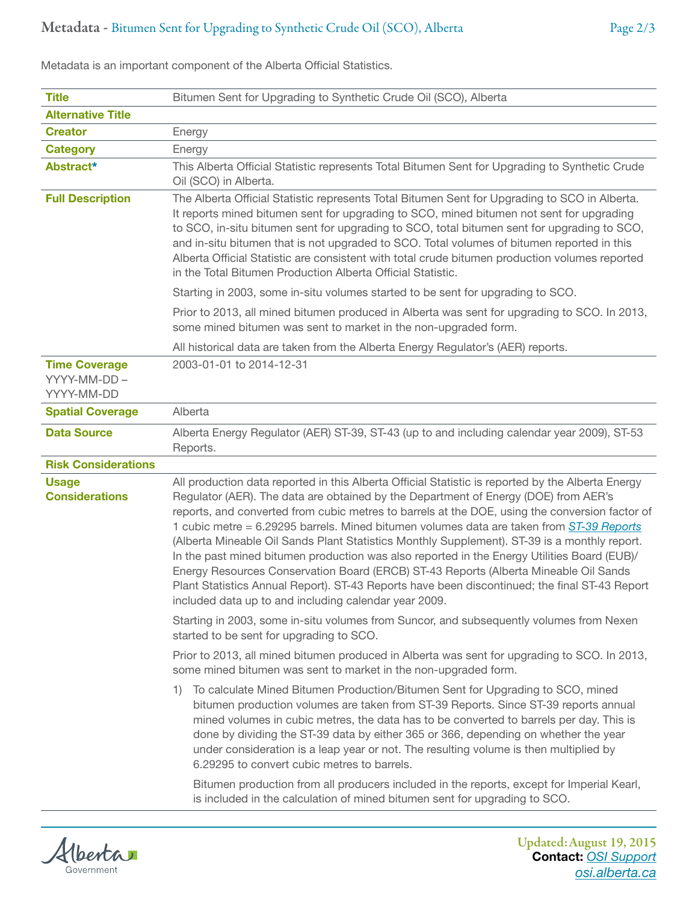Metadata is an important component of the Alberta Official Statistics.

| | |
|---|---|
| **Title** | Bitumen Sent for Upgrading to Synthetic Crude Oil (SCO), Alberta |
| **Alternative Title** | |
| **Creator** | Energy |
| **Category** | Energy |
| **Abstract*** | This Alberta Official Statistic represents Total Bitumen Sent for Upgrading to Synthetic Crude Oil (SCO) in Alberta. |
| **Full Description** | The Alberta Official Statistic represents Total Bitumen Sent for Upgrading to SCO in Alberta. It reports mined bitumen sent for upgrading to SCO, mined bitumen not sent for upgrading to SCO, in-situ bitumen sent for upgrading to SCO, total bitumen sent for upgrading to SCO, and in-situ bitumen that is not upgraded to SCO. Total volumes of bitumen reported in this Alberta Official Statistic are consistent with total crude bitumen production volumes reported in the Total Bitumen Production Alberta Official Statistic.<br><br>Starting in 2003, some in-situ volumes started to be sent for upgrading to SCO.<br><br>Prior to 2013, all mined bitumen produced in Alberta was sent for upgrading to SCO. In 2013, some mined bitumen was sent to market in the non-upgraded form.<br><br>All historical data are taken from the Alberta Energy Regulator's (AER) reports. |
| **Time Coverage** YYYY-MM-DD – YYYY-MM-DD | 2003-01-01 to 2014-12-31 |
| **Spatial Coverage** | Alberta |
| **Data Source** | Alberta Energy Regulator (AER) ST-39, ST-43 (up to and including calendar year 2009), ST-53 Reports. |
| **Risk Considerations** | |
| **Usage Considerations** | All production data reported in this Alberta Official Statistic is reported by the Alberta Energy Regulator (AER). The data are obtained by the Department of Energy (DOE) from AER's reports, and converted from cubic metres to barrels at the DOE, using the conversion factor of 1 cubic metre = 6.29295 barrels. Mined bitumen volumes data are taken from *ST-39 Reports* (Alberta Mineable Oil Sands Plant Statistics Monthly Supplement). ST-39 is a monthly report. In the past mined bitumen production was also reported in the Energy Utilities Board (EUB)/ Energy Resources Conservation Board (ERCB) ST-43 Reports (Alberta Mineable Oil Sands Plant Statistics Annual Report). ST-43 Reports have been discontinued; the final ST-43 Report included data up to and including calendar year 2009.<br><br>Starting in 2003, some in-situ volumes from Suncor, and subsequently volumes from Nexen started to be sent for upgrading to SCO.<br><br>Prior to 2013, all mined bitumen produced in Alberta was sent for upgrading to SCO. In 2013, some mined bitumen was sent to market in the non-upgraded form.<br><br>1) To calculate Mined Bitumen Production/Bitumen Sent for Upgrading to SCO, mined bitumen production volumes are taken from ST-39 Reports. Since ST-39 reports annual mined volumes in cubic metres, the data has to be converted to barrels per day. This is done by dividing the ST-39 data by either 365 or 366, depending on whether the year under consideration is a leap year or not. The resulting volume is then multiplied by 6.29295 to convert cubic metres to barrels.<br><br>Bitumen production from all producers included in the reports, except for Imperial Kearl, is included in the calculation of mined bitumen sent for upgrading to SCO. |

Updated: August 19, 2015
**Contact:** *OSI Support*
*osi.alberta.ca*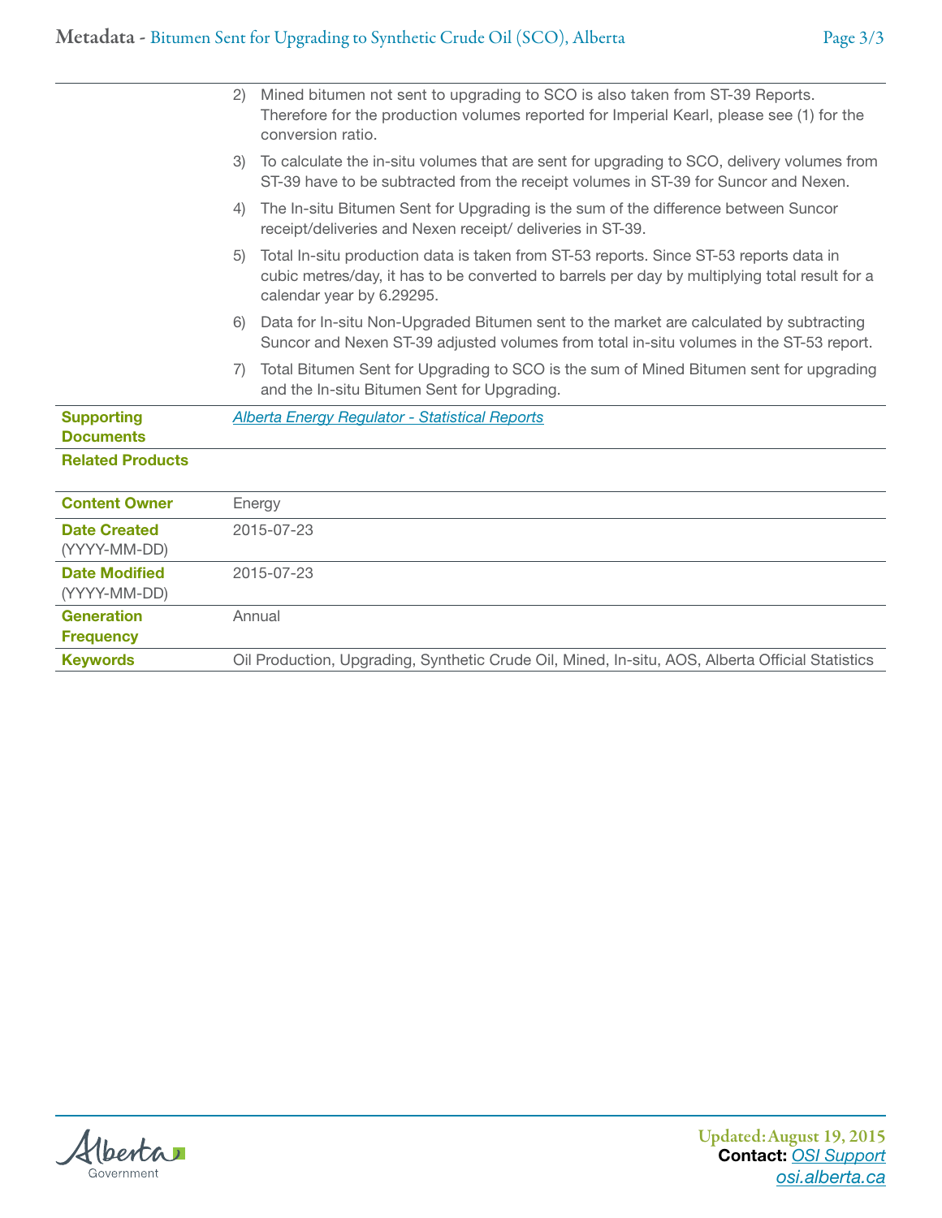| | |
|---|---|
| | 2) Mined bitumen not sent to upgrading to SCO is also taken from ST-39 Reports. Therefore for the production volumes reported for Imperial Kearl, please see (1) for the conversion ratio.<br>3) To calculate the in-situ volumes that are sent for upgrading to SCO, delivery volumes from ST-39 have to be subtracted from the receipt volumes in ST-39 for Suncor and Nexen.<br>4) The In-situ Bitumen Sent for Upgrading is the sum of the difference between Suncor receipt/deliveries and Nexen receipt/ deliveries in ST-39.<br>5) Total In-situ production data is taken from ST-53 reports. Since ST-53 reports data in cubic metres/day, it has to be converted to barrels per day by multiplying total result for a calendar year by 6.29295.<br>6) Data for In-situ Non-Upgraded Bitumen sent to the market are calculated by subtracting Suncor and Nexen ST-39 adjusted volumes from total in-situ volumes in the ST-53 report.<br>7) Total Bitumen Sent for Upgrading to SCO is the sum of Mined Bitumen sent for upgrading and the In-situ Bitumen Sent for Upgrading. |
| **Supporting Documents** | *Alberta Energy Regulator - Statistical Reports* |
| **Related Products** | |
| **Content Owner** | Energy |
| **Date Created** (YYYY-MM-DD) | 2015-07-23 |
| **Date Modified** (YYYY-MM-DD) | 2015-07-23 |
| **Generation Frequency** | Annual |
| **Keywords** | Oil Production, Upgrading, Synthetic Crude Oil, Mined, In-situ, AOS, Alberta Official Statistics |

Alberta Government

Updated: August 19, 2015
**Contact:** OSI Support
osi.alberta.ca